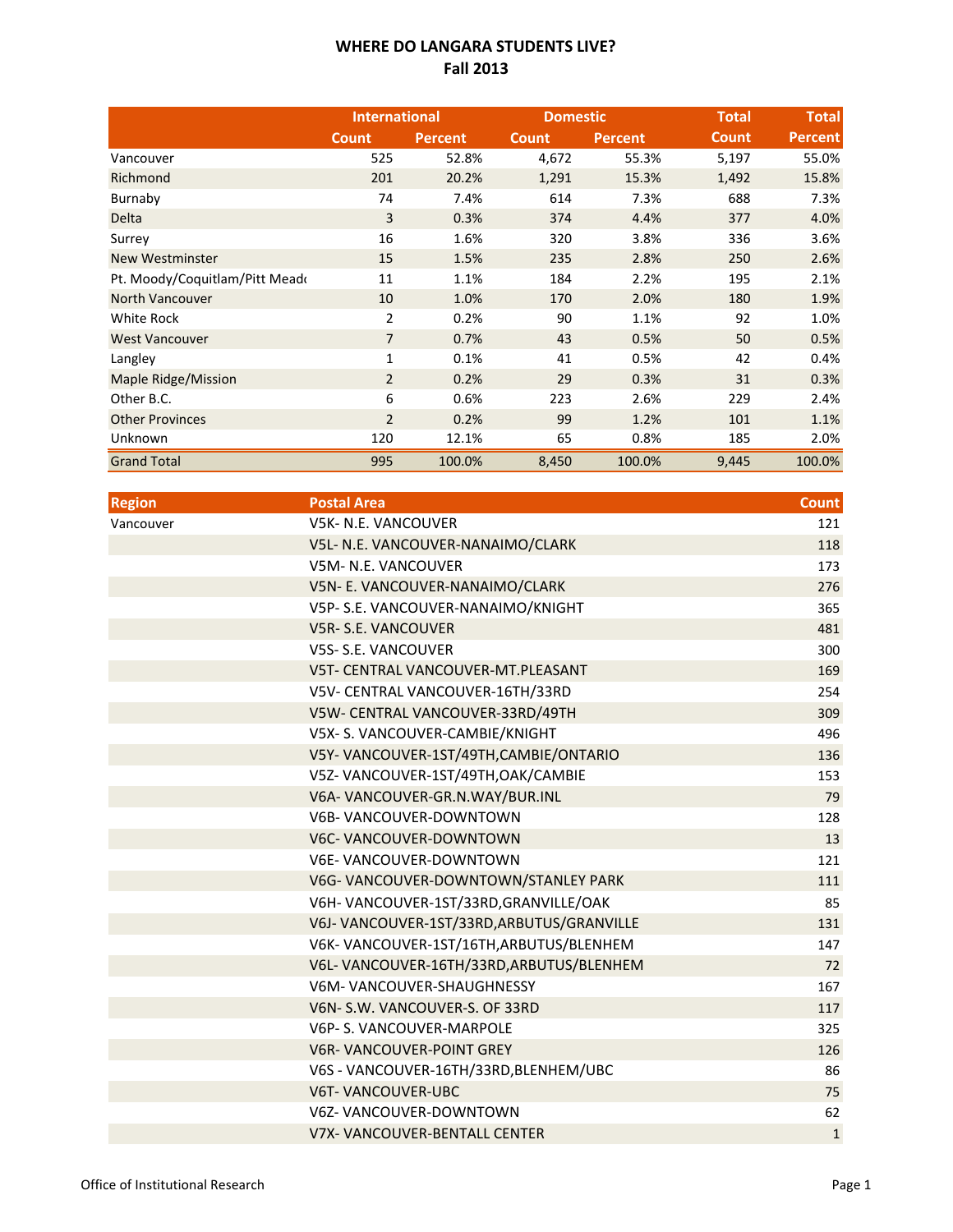# WHERE DO LANGARA STUDENTS LIVE?
## Fall 2013

| | International | | Domestic | | Total | Total |
|---|---|---|---|---|---|---|
| | Count | Percent | Count | Percent | Count | Percent |
| Vancouver | 525 | 52.8% | 4,672 | 55.3% | 5,197 | 55.0% |
| Richmond | 201 | 20.2% | 1,291 | 15.3% | 1,492 | 15.8% |
| Burnaby | 74 | 7.4% | 614 | 7.3% | 688 | 7.3% |
| Delta | 3 | 0.3% | 374 | 4.4% | 377 | 4.0% |
| Surrey | 16 | 1.6% | 320 | 3.8% | 336 | 3.6% |
| New Westminster | 15 | 1.5% | 235 | 2.8% | 250 | 2.6% |
| Pt. Moody/Coquitlam/Pitt Meado | 11 | 1.1% | 184 | 2.2% | 195 | 2.1% |
| North Vancouver | 10 | 1.0% | 170 | 2.0% | 180 | 1.9% |
| White Rock | 2 | 0.2% | 90 | 1.1% | 92 | 1.0% |
| West Vancouver | 7 | 0.7% | 43 | 0.5% | 50 | 0.5% |
| Langley | 1 | 0.1% | 41 | 0.5% | 42 | 0.4% |
| Maple Ridge/Mission | 2 | 0.2% | 29 | 0.3% | 31 | 0.3% |
| Other B.C. | 6 | 0.6% | 223 | 2.6% | 229 | 2.4% |
| Other Provinces | 2 | 0.2% | 99 | 1.2% | 101 | 1.1% |
| Unknown | 120 | 12.1% | 65 | 0.8% | 185 | 2.0% |
| Grand Total | 995 | 100.0% | 8,450 | 100.0% | 9,445 | 100.0% |

| Region | Postal Area | Count |
|---|---|---|
| Vancouver | V5K- N.E. VANCOUVER | 121 |
| | V5L- N.E. VANCOUVER-NANAIMO/CLARK | 118 |
| | V5M- N.E. VANCOUVER | 173 |
| | V5N- E. VANCOUVER-NANAIMO/CLARK | 276 |
| | V5P- S.E. VANCOUVER-NANAIMO/KNIGHT | 365 |
| | V5R- S.E. VANCOUVER | 481 |
| | V5S- S.E. VANCOUVER | 300 |
| | V5T- CENTRAL VANCOUVER-MT.PLEASANT | 169 |
| | V5V- CENTRAL VANCOUVER-16TH/33RD | 254 |
| | V5W- CENTRAL VANCOUVER-33RD/49TH | 309 |
| | V5X- S. VANCOUVER-CAMBIE/KNIGHT | 496 |
| | V5Y- VANCOUVER-1ST/49TH,CAMBIE/ONTARIO | 136 |
| | V5Z- VANCOUVER-1ST/49TH,OAK/CAMBIE | 153 |
| | V6A- VANCOUVER-GR.N.WAY/BUR.INL | 79 |
| | V6B- VANCOUVER-DOWNTOWN | 128 |
| | V6C- VANCOUVER-DOWNTOWN | 13 |
| | V6E- VANCOUVER-DOWNTOWN | 121 |
| | V6G- VANCOUVER-DOWNTOWN/STANLEY PARK | 111 |
| | V6H- VANCOUVER-1ST/33RD,GRANVILLE/OAK | 85 |
| | V6J- VANCOUVER-1ST/33RD,ARBUTUS/GRANVILLE | 131 |
| | V6K- VANCOUVER-1ST/16TH,ARBUTUS/BLENHEM | 147 |
| | V6L- VANCOUVER-16TH/33RD,ARBUTUS/BLENHEM | 72 |
| | V6M- VANCOUVER-SHAUGHNESSY | 167 |
| | V6N- S.W. VANCOUVER-S. OF 33RD | 117 |
| | V6P- S. VANCOUVER-MARPOLE | 325 |
| | V6R- VANCOUVER-POINT GREY | 126 |
| | V6S - VANCOUVER-16TH/33RD,BLENHEM/UBC | 86 |
| | V6T- VANCOUVER-UBC | 75 |
| | V6Z- VANCOUVER-DOWNTOWN | 62 |
| | V7X- VANCOUVER-BENTALL CENTER | 1 |

Office of Institutional Research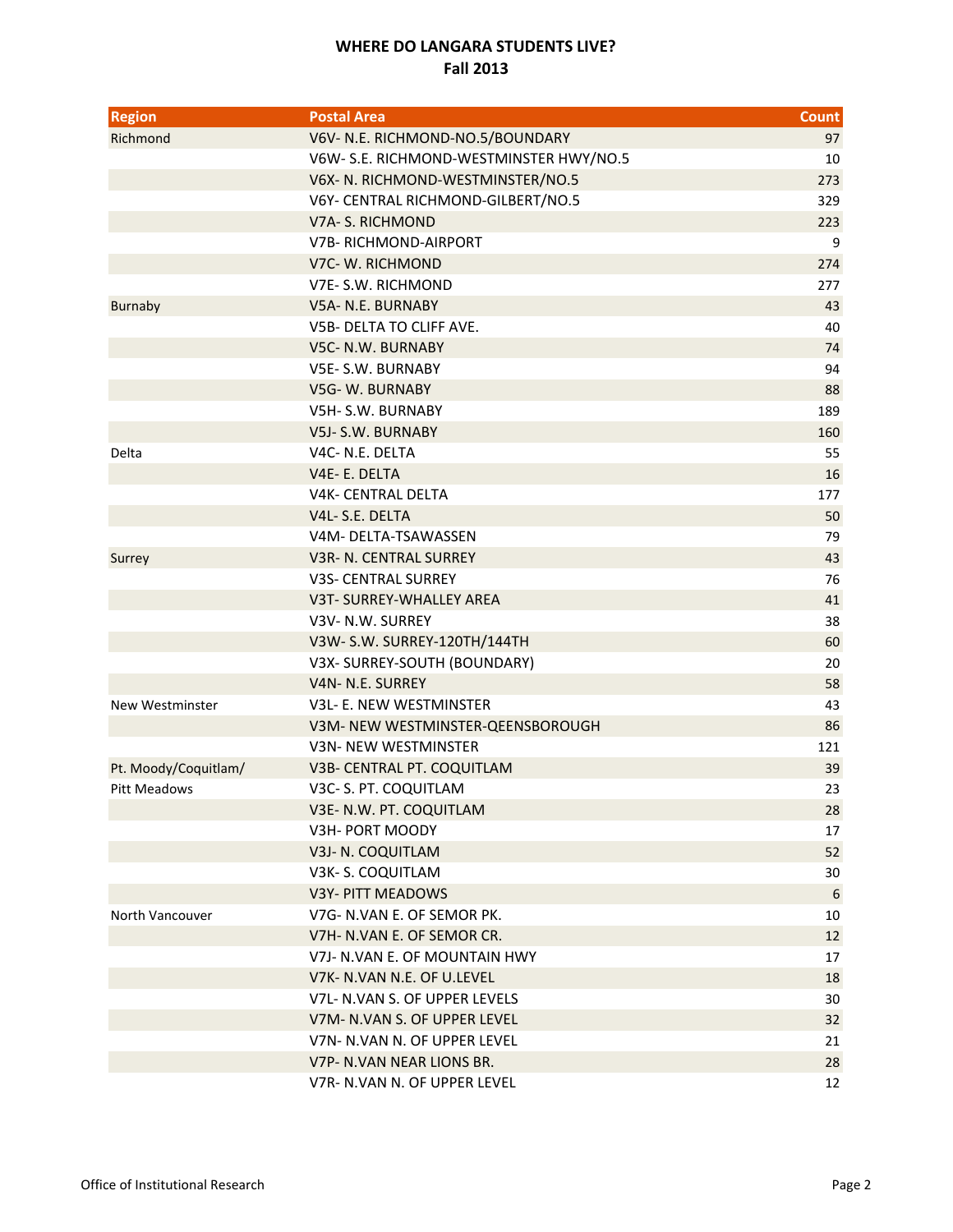# WHERE DO LANGARA STUDENTS LIVE?
## Fall 2013

| Region | Postal Area | Count |
|---|---|---|
| Richmond | V6V- N.E. RICHMOND-NO.5/BOUNDARY | 97 |
| | V6W- S.E. RICHMOND-WESTMINSTER HWY/NO.5 | 10 |
| | V6X- N. RICHMOND-WESTMINSTER/NO.5 | 273 |
| | V6Y- CENTRAL RICHMOND-GILBERT/NO.5 | 329 |
| | V7A- S. RICHMOND | 223 |
| | V7B- RICHMOND-AIRPORT | 9 |
| | V7C- W. RICHMOND | 274 |
| | V7E- S.W. RICHMOND | 277 |
| Burnaby | V5A- N.E. BURNABY | 43 |
| | V5B- DELTA TO CLIFF AVE. | 40 |
| | V5C- N.W. BURNABY | 74 |
| | V5E- S.W. BURNABY | 94 |
| | V5G- W. BURNABY | 88 |
| | V5H- S.W. BURNABY | 189 |
| | V5J- S.W. BURNABY | 160 |
| Delta | V4C- N.E. DELTA | 55 |
| | V4E- E. DELTA | 16 |
| | V4K- CENTRAL DELTA | 177 |
| | V4L- S.E. DELTA | 50 |
| | V4M- DELTA-TSAWASSEN | 79 |
| Surrey | V3R- N. CENTRAL SURREY | 43 |
| | V3S- CENTRAL SURREY | 76 |
| | V3T- SURREY-WHALLEY AREA | 41 |
| | V3V- N.W. SURREY | 38 |
| | V3W- S.W. SURREY-120TH/144TH | 60 |
| | V3X- SURREY-SOUTH (BOUNDARY) | 20 |
| | V4N- N.E. SURREY | 58 |
| New Westminster | V3L- E. NEW WESTMINSTER | 43 |
| | V3M- NEW WESTMINSTER-QEENSBOROUGH | 86 |
| | V3N- NEW WESTMINSTER | 121 |
| Pt. Moody/Coquitlam/ Pitt Meadows | V3B- CENTRAL PT. COQUITLAM | 39 |
| | V3C- S. PT. COQUITLAM | 23 |
| | V3E- N.W. PT. COQUITLAM | 28 |
| | V3H- PORT MOODY | 17 |
| | V3J- N. COQUITLAM | 52 |
| | V3K- S. COQUITLAM | 30 |
| | V3Y- PITT MEADOWS | 6 |
| North Vancouver | V7G- N.VAN E. OF SEMOR PK. | 10 |
| | V7H- N.VAN E. OF SEMOR CR. | 12 |
| | V7J- N.VAN E. OF MOUNTAIN HWY | 17 |
| | V7K- N.VAN N.E. OF U.LEVEL | 18 |
| | V7L- N.VAN S. OF UPPER LEVELS | 30 |
| | V7M- N.VAN S. OF UPPER LEVEL | 32 |
| | V7N- N.VAN N. OF UPPER LEVEL | 21 |
| | V7P- N.VAN NEAR LIONS BR. | 28 |
| | V7R- N.VAN N. OF UPPER LEVEL | 12 |

Office of Institutional Research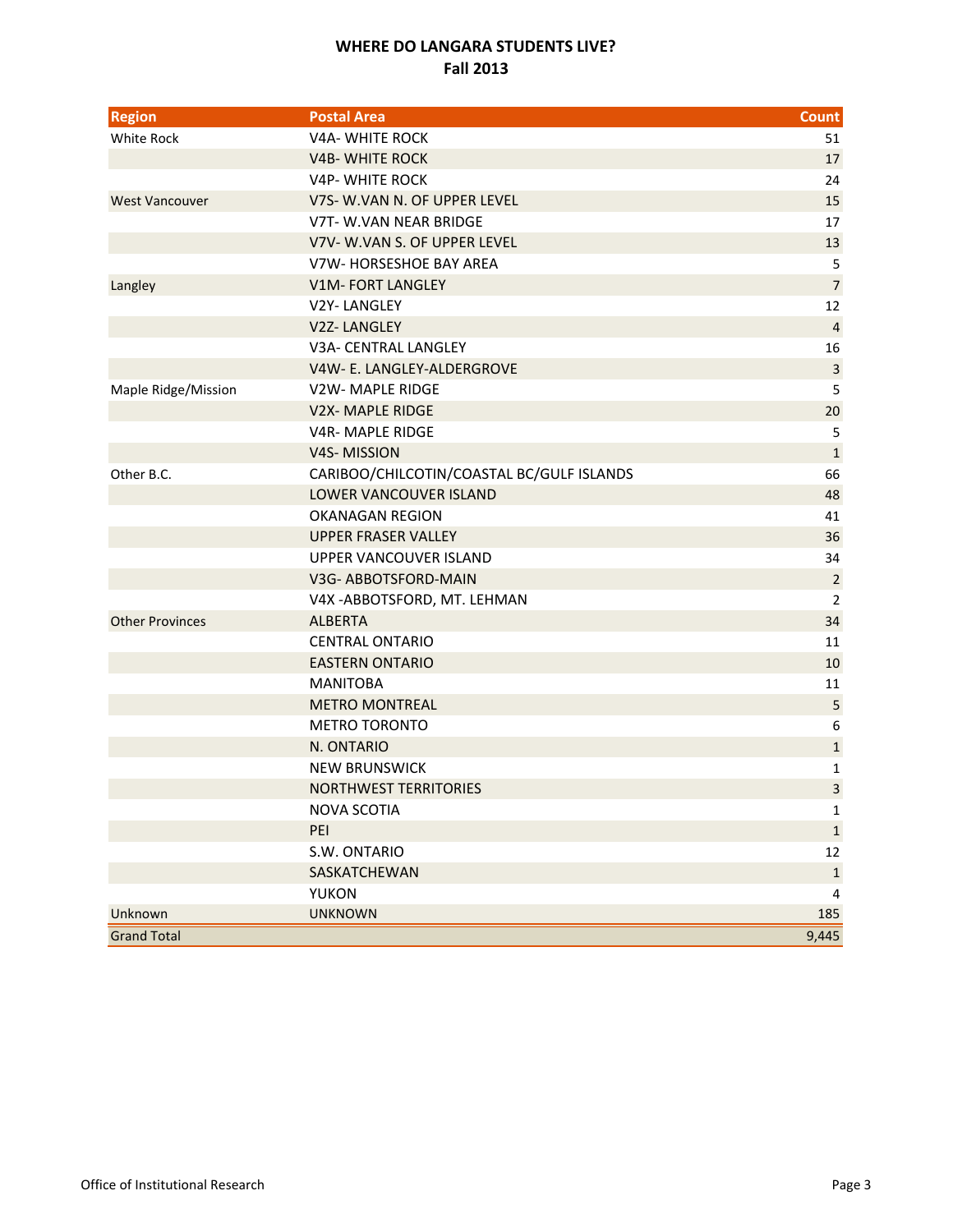**WHERE DO LANGARA STUDENTS LIVE?**
**Fall 2013**

| Region | Postal Area | Count |
|---|---|---|
| White Rock | V4A- WHITE ROCK | 51 |
| | V4B- WHITE ROCK | 17 |
| | V4P- WHITE ROCK | 24 |
| West Vancouver | V7S- W.VAN N. OF UPPER LEVEL | 15 |
| | V7T- W.VAN NEAR BRIDGE | 17 |
| | V7V- W.VAN S. OF UPPER LEVEL | 13 |
| | V7W- HORSESHOE BAY AREA | 5 |
| Langley | V1M- FORT LANGLEY | 7 |
| | V2Y- LANGLEY | 12 |
| | V2Z- LANGLEY | 4 |
| | V3A- CENTRAL LANGLEY | 16 |
| | V4W- E. LANGLEY-ALDERGROVE | 3 |
| Maple Ridge/Mission | V2W- MAPLE RIDGE | 5 |
| | V2X- MAPLE RIDGE | 20 |
| | V4R- MAPLE RIDGE | 5 |
| | V4S- MISSION | 1 |
| Other B.C. | CARIBOO/CHILCOTIN/COASTAL BC/GULF ISLANDS | 66 |
| | LOWER VANCOUVER ISLAND | 48 |
| | OKANAGAN REGION | 41 |
| | UPPER FRASER VALLEY | 36 |
| | UPPER VANCOUVER ISLAND | 34 |
| | V3G- ABBOTSFORD-MAIN | 2 |
| | V4X -ABBOTSFORD, MT. LEHMAN | 2 |
| Other Provinces | ALBERTA | 34 |
| | CENTRAL ONTARIO | 11 |
| | EASTERN ONTARIO | 10 |
| | MANITOBA | 11 |
| | METRO MONTREAL | 5 |
| | METRO TORONTO | 6 |
| | N. ONTARIO | 1 |
| | NEW BRUNSWICK | 1 |
| | NORTHWEST TERRITORIES | 3 |
| | NOVA SCOTIA | 1 |
| | PEI | 1 |
| | S.W. ONTARIO | 12 |
| | SASKATCHEWAN | 1 |
| | YUKON | 4 |
| Unknown | UNKNOWN | 185 |
| Grand Total | | 9,445 |

Office of Institutional Research